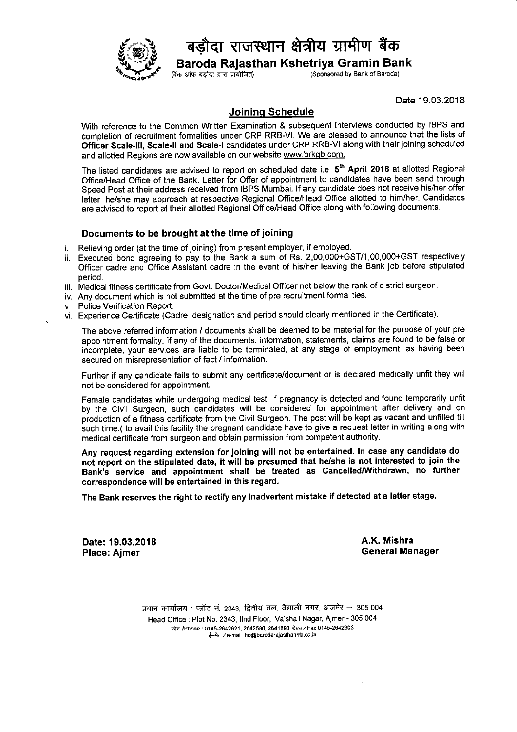# बड़ौदा राजस्थान क्षेत्रीय ग्रामीण बैंक

## Baroda Rajasthan Kshetriya Gramin Bank

(बैंक ऑफ बड़ौदा द्वारा प्रायोजित) (Sponsored by Bank of Baroda)

Date 19.03.2018

## Joining Schedule

With reference to the Common Written Examination & subsequent Interviews conducted by IBPS and completion of recruitment formalities under CRP RRB-VI. We are pleased to announce that the lists of **Officer Scale-III, Scale-II and Scale-I** candidates under CRP RRB-VI along with their joining scheduled and allotted Regions are now available on our website www.brkgb.com.

The listed candidates are advised to report on scheduled date i.e. **5th April 2018** at allotted Regional Office/Head Office of the Bank. Letter for Offer of appointment to candidates have been send through Speed Post at their address received from IBPS Mumbai. If any candidate does not receive his/her offer letter, he/she may approach at respective Regional Office/Head Office allotted to him/her. Candidates are advised to report at their allotted Regional Office/Head Office along with following documents.

### Documents to be brought at the time of joining

i. Relieving order (at the time of joining) from present employer, if employed.
ii. Executed bond agreeing to pay to the Bank a sum of Rs. 2,00,000+GST/1,00,000+GST respectively Officer cadre and Office Assistant cadre in the event of his/her leaving the Bank job before stipulated period.
iii. Medical fitness certificate from Govt. Doctor/Medical Officer not below the rank of district surgeon.
iv. Any document which is not submitted at the time of pre recruitment formalities.
v. Police Verification Report.
vi. Experience Certificate (Cadre, designation and period should clearly mentioned in the Certificate).

The above referred information / documents shall be deemed to be material for the purpose of your pre appointment formality. If any of the documents, information, statements, claims are found to be false or incomplete; your services are liable to be terminated, at any stage of employment, as having been secured on misrepresentation of fact / information.

Further if any candidate fails to submit any certificate/document or is declared medically unfit they will not be considered for appointment.

Female candidates while undergoing medical test, if pregnancy is detected and found temporarily unfit by the Civil Surgeon, such candidates will be considered for appointment after delivery and on production of a fitness certificate from the Civil Surgeon. The post will be kept as vacant and unfilled till such time.( to avail this facility the pregnant candidate have to give a request letter in writing along with medical certificate from surgeon and obtain permission from competent authority.

**Any request regarding extension for joining will not be entertained. In case any candidate do not report on the stipulated date, it will be presumed that he/she is not interested to join the Bank's service and appointment shall be treated as Cancelled/Withdrawn, no further correspondence will be entertained in this regard.**

**The Bank reserves the right to rectify any inadvertent mistake if detected at a letter stage.**

**Date: 19.03.2018**
**Place: Ajmer**

**A.K. Mishra**
**General Manager**

प्रधान कार्यालय : प्लॉट नं. 2343, द्वितीय तल, वैशाली नगर, अजमेर – 305 004
Head Office : Plot No. 2343, IInd Floor, Vaishali Nagar, Ajmer - 305 004
फोन /Phone : 0145-2642621, 2642580, 2641893 फैक्स /Fax:0145-2642603
ई–मेल / e-mail ho@barodarajasthanrrb.co.in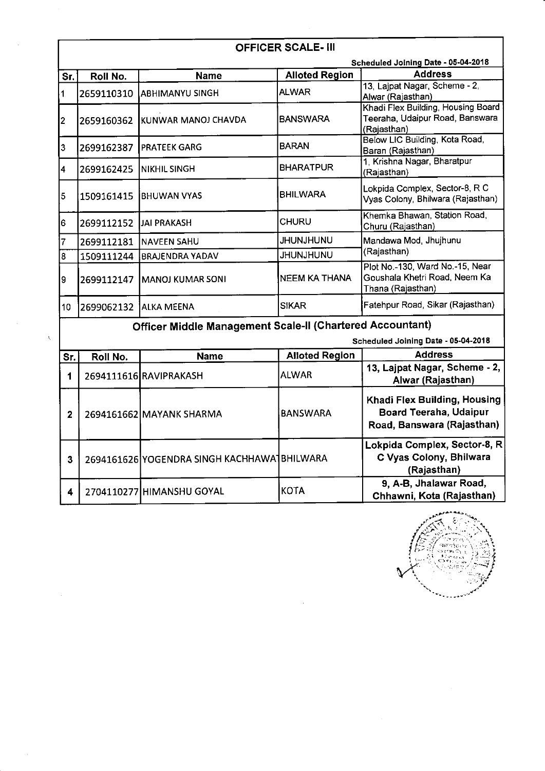## OFFICER SCALE- III

Scheduled Joining Date - 05-04-2018

| Sr. | Roll No. | Name | Alloted Region | Address |
|---|---|---|---|---|
| 1 | 2659110310 | ABHIMANYU SINGH | ALWAR | 13, Lajpat Nagar, Scheme - 2, Alwar (Rajasthan) |
| 2 | 2659160362 | KUNWAR MANOJ CHAVDA | BANSWARA | Khadi Flex Building, Housing Board Teeraha, Udaipur Road, Banswara (Rajasthan) |
| 3 | 2699162387 | PRATEEK GARG | BARAN | Below LIC Building, Kota Road, Baran (Rajasthan) |
| 4 | 2699162425 | NIKHIL SINGH | BHARATPUR | 1, Krishna Nagar, Bharatpur (Rajasthan) |
| 5 | 1509161415 | BHUWAN VYAS | BHILWARA | Lokpida Complex, Sector-8, R C Vyas Colony, Bhilwara (Rajasthan) |
| 6 | 2699112152 | JAI PRAKASH | CHURU | Khemka Bhawan, Station Road, Churu (Rajasthan) |
| 7 | 2699112181 | NAVEEN SAHU | JHUNJHUNU | Mandawa Mod, Jhujhunu (Rajasthan) |
| 8 | 1509111244 | BRAJENDRA YADAV | JHUNJHUNU | |
| 9 | 2699112147 | MANOJ KUMAR SONI | NEEM KA THANA | Plot No.-130, Ward No.-15, Near Goushala Khetri Road, Neem Ka Thana (Rajasthan) |
| 10 | 2699062132 | ALKA MEENA | SIKAR | Fatehpur Road, Sikar (Rajasthan) |

## Officer Middle Management Scale-II (Chartered Accountant)

Scheduled Joining Date - 05-04-2018

| Sr. | Roll No. | Name | Alloted Region | Address |
|---|---|---|---|---|
| 1 | 2694111616 | RAVIPRAKASH | ALWAR | **13, Lajpat Nagar, Scheme - 2, Alwar (Rajasthan)** |
| 2 | 2694161662 | MAYANK SHARMA | BANSWARA | **Khadi Flex Building, Housing Board Teeraha, Udaipur Road, Banswara (Rajasthan)** |
| 3 | 2694161626 | YOGENDRA SINGH KACHHAWA | BHILWARA | **Lokpida Complex, Sector-8, R C Vyas Colony, Bhilwara (Rajasthan)** |
| 4 | 2704110277 | HIMANSHU GOYAL | KOTA | **9, A-B, Jhalawar Road, Chhawni, Kota (Rajasthan)** |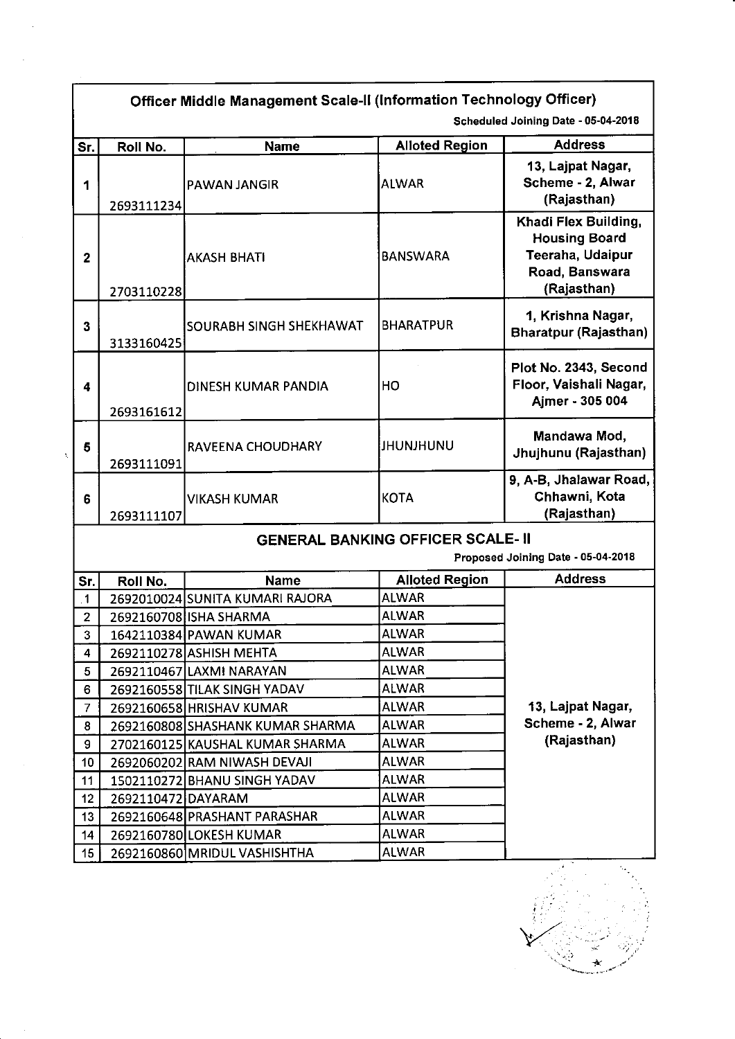## Officer Middle Management Scale-II (Information Technology Officer)

Scheduled Joining Date - 05-04-2018

| Sr. | Roll No. | Name | Alloted Region | Address |
|---|---|---|---|---|
| 1 | 2693111234 | PAWAN JANGIR | ALWAR | 13, Lajpat Nagar, Scheme - 2, Alwar (Rajasthan) |
| 2 | 2703110228 | AKASH BHATI | BANSWARA | Khadi Flex Building, Housing Board Teeraha, Udaipur Road, Banswara (Rajasthan) |
| 3 | 3133160425 | SOURABH SINGH SHEKHAWAT | BHARATPUR | 1, Krishna Nagar, Bharatpur (Rajasthan) |
| 4 | 2693161612 | DINESH KUMAR PANDIA | HO | Plot No. 2343, Second Floor, Vaishali Nagar, Ajmer - 305 004 |
| 5 | 2693111091 | RAVEENA CHOUDHARY | JHUNJHUNU | Mandawa Mod, Jhujhunu (Rajasthan) |
| 6 | 2693111107 | VIKASH KUMAR | KOTA | 9, A-B, Jhalawar Road, Chhawni, Kota (Rajasthan) |

## GENERAL BANKING OFFICER SCALE- II

Proposed Joining Date - 05-04-2018

| Sr. | Roll No. | Name | Alloted Region | Address |
|---|---|---|---|---|
| 1 | 2692010024 | SUNITA KUMARI RAJORA | ALWAR | 13, Lajpat Nagar, Scheme - 2, Alwar (Rajasthan) |
| 2 | 2692160708 | ISHA SHARMA | ALWAR | |
| 3 | 1642110384 | PAWAN KUMAR | ALWAR | |
| 4 | 2692110278 | ASHISH MEHTA | ALWAR | |
| 5 | 2692110467 | LAXMI NARAYAN | ALWAR | |
| 6 | 2692160558 | TILAK SINGH YADAV | ALWAR | |
| 7 | 2692160658 | HRISHAV KUMAR | ALWAR | |
| 8 | 2692160808 | SHASHANK KUMAR SHARMA | ALWAR | |
| 9 | 2702160125 | KAUSHAL KUMAR SHARMA | ALWAR | |
| 10 | 2692060202 | RAM NIWASH DEVAJI | ALWAR | |
| 11 | 1502110272 | BHANU SINGH YADAV | ALWAR | |
| 12 | 2692110472 | DAYARAM | ALWAR | |
| 13 | 2692160648 | PRASHANT PARASHAR | ALWAR | |
| 14 | 2692160780 | LOKESH KUMAR | ALWAR | |
| 15 | 2692160860 | MRIDUL VASHISHTHA | ALWAR | |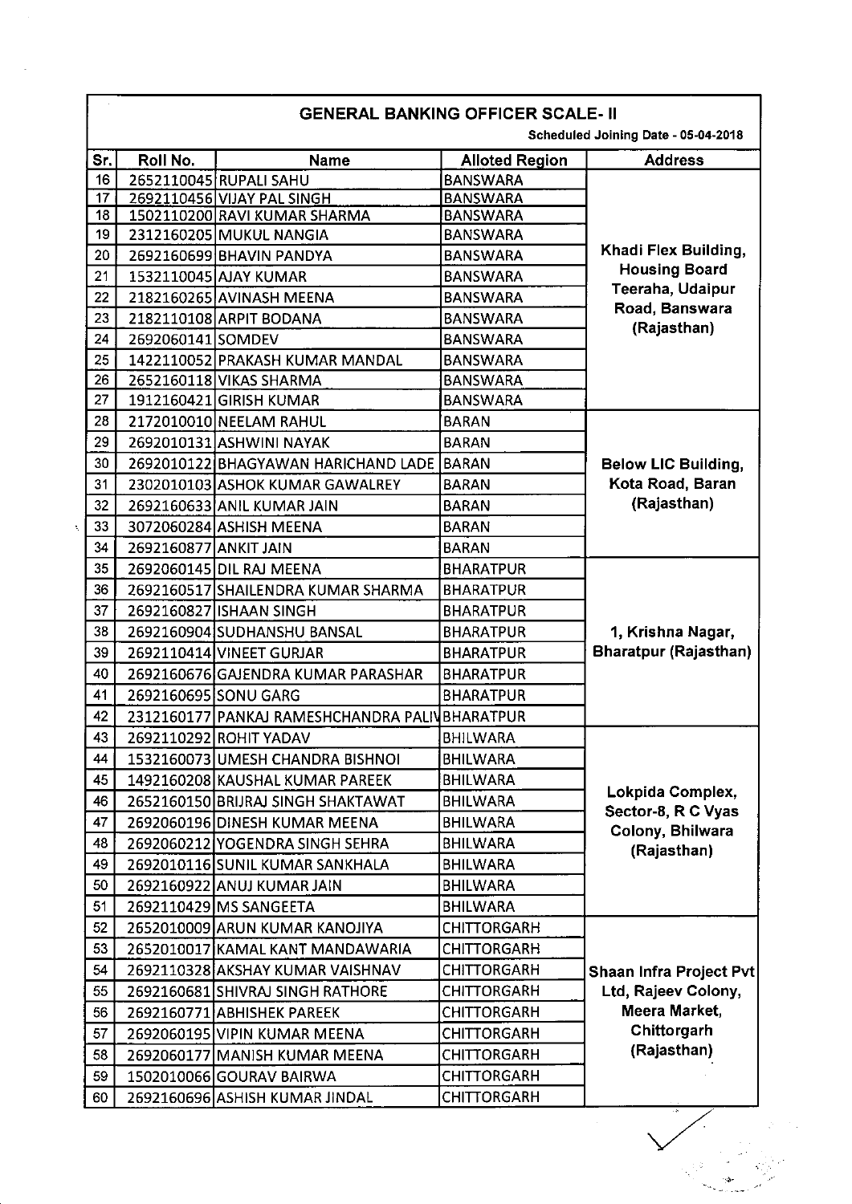## GENERAL BANKING OFFICER SCALE- II

Scheduled Joining Date - 05-04-2018

| Sr. | Roll No. | Name | Alloted Region | Address |
|---|---|---|---|---|
| 16 | 2652110045 | RUPALI SAHU | BANSWARA | Khadi Flex Building, Housing Board Teeraha, Udaipur Road, Banswara (Rajasthan) |
| 17 | 2692110456 | VIJAY PAL SINGH | BANSWARA | |
| 18 | 1502110200 | RAVI KUMAR SHARMA | BANSWARA | |
| 19 | 2312160205 | MUKUL NANGIA | BANSWARA | |
| 20 | 2692160699 | BHAVIN PANDYA | BANSWARA | |
| 21 | 1532110045 | AJAY KUMAR | BANSWARA | |
| 22 | 2182160265 | AVINASH MEENA | BANSWARA | |
| 23 | 2182110108 | ARPIT BODANA | BANSWARA | |
| 24 | 2692060141 | SOMDEV | BANSWARA | |
| 25 | 1422110052 | PRAKASH KUMAR MANDAL | BANSWARA | |
| 26 | 2652160118 | VIKAS SHARMA | BANSWARA | |
| 27 | 1912160421 | GIRISH KUMAR | BANSWARA | |
| 28 | 2172010010 | NEELAM RAHUL | BARAN | Below LIC Building, Kota Road, Baran (Rajasthan) |
| 29 | 2692010131 | ASHWINI NAYAK | BARAN | |
| 30 | 2692010122 | BHAGYAWAN HARICHAND LADE | BARAN | |
| 31 | 2302010103 | ASHOK KUMAR GAWALREY | BARAN | |
| 32 | 2692160633 | ANIL KUMAR JAIN | BARAN | |
| 33 | 3072060284 | ASHISH MEENA | BARAN | |
| 34 | 2692160877 | ANKIT JAIN | BARAN | |
| 35 | 2692060145 | DIL RAJ MEENA | BHARATPUR | 1, Krishna Nagar, Bharatpur (Rajasthan) |
| 36 | 2692160517 | SHAILENDRA KUMAR SHARMA | BHARATPUR | |
| 37 | 2692160827 | ISHAAN SINGH | BHARATPUR | |
| 38 | 2692160904 | SUDHANSHU BANSAL | BHARATPUR | |
| 39 | 2692110414 | VINEET GURJAR | BHARATPUR | |
| 40 | 2692160676 | GAJENDRA KUMAR PARASHAR | BHARATPUR | |
| 41 | 2692160695 | SONU GARG | BHARATPUR | |
| 42 | 2312160177 | PANKAJ RAMESHCHANDRA PALIV | BHARATPUR | |
| 43 | 2692110292 | ROHIT YADAV | BHILWARA | Lokpida Complex, Sector-8, R C Vyas Colony, Bhilwara (Rajasthan) |
| 44 | 1532160073 | UMESH CHANDRA BISHNOI | BHILWARA | |
| 45 | 1492160208 | KAUSHAL KUMAR PAREEK | BHILWARA | |
| 46 | 2652160150 | BRIJRAJ SINGH SHAKTAWAT | BHILWARA | |
| 47 | 2692060196 | DINESH KUMAR MEENA | BHILWARA | |
| 48 | 2692060212 | YOGENDRA SINGH SEHRA | BHILWARA | |
| 49 | 2692010116 | SUNIL KUMAR SANKHALA | BHILWARA | |
| 50 | 2692160922 | ANUJ KUMAR JAIN | BHILWARA | |
| 51 | 2692110429 | MS SANGEETA | BHILWARA | |
| 52 | 2652010009 | ARUN KUMAR KANOJIYA | CHITTORGARH | Shaan Infra Project Pvt Ltd, Rajeev Colony, Meera Market, Chittorgarh (Rajasthan) |
| 53 | 2652010017 | KAMAL KANT MANDAWARIA | CHITTORGARH | |
| 54 | 2692110328 | AKSHAY KUMAR VAISHNAV | CHITTORGARH | |
| 55 | 2692160681 | SHIVRAJ SINGH RATHORE | CHITTORGARH | |
| 56 | 2692160771 | ABHISHEK PAREEK | CHITTORGARH | |
| 57 | 2692060195 | VIPIN KUMAR MEENA | CHITTORGARH | |
| 58 | 2692060177 | MANISH KUMAR MEENA | CHITTORGARH | |
| 59 | 1502010066 | GOURAV BAIRWA | CHITTORGARH | |
| 60 | 2692160696 | ASHISH KUMAR JINDAL | CHITTORGARH | |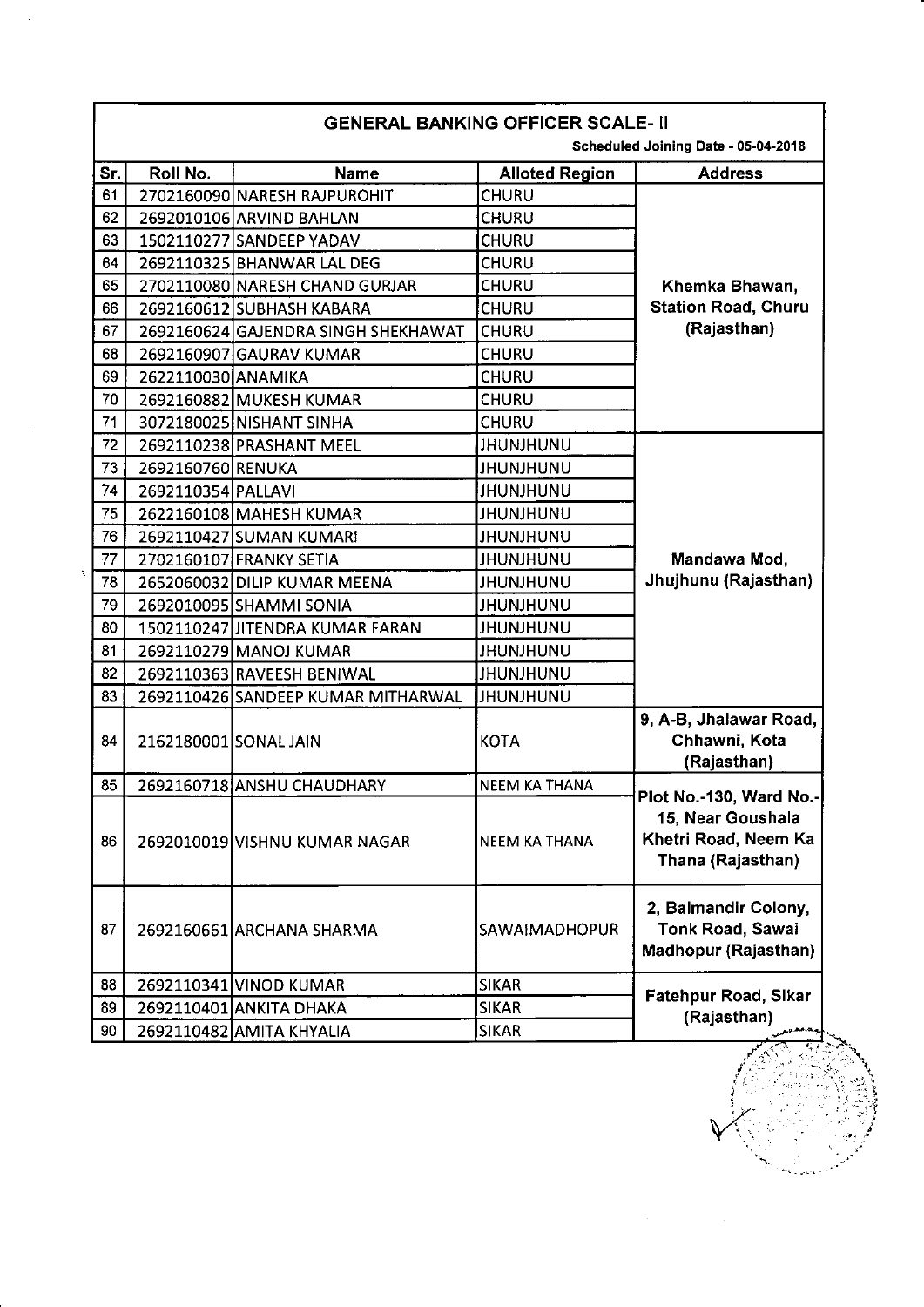## GENERAL BANKING OFFICER SCALE- II

**Scheduled Joining Date - 05-04-2018**

| Sr. | Roll No. | Name | Alloted Region | Address |
|---|---|---|---|---|
| 61 | 2702160090 | NARESH RAJPUROHIT | CHURU | Khemka Bhawan, Station Road, Churu (Rajasthan) |
| 62 | 2692010106 | ARVIND BAHLAN | CHURU | |
| 63 | 1502110277 | SANDEEP YADAV | CHURU | |
| 64 | 2692110325 | BHANWAR LAL DEG | CHURU | |
| 65 | 2702110080 | NARESH CHAND GURJAR | CHURU | |
| 66 | 2692160612 | SUBHASH KABARA | CHURU | |
| 67 | 2692160624 | GAJENDRA SINGH SHEKHAWAT | CHURU | |
| 68 | 2692160907 | GAURAV KUMAR | CHURU | |
| 69 | 2622110030 | ANAMIKA | CHURU | |
| 70 | 2692160882 | MUKESH KUMAR | CHURU | |
| 71 | 3072180025 | NISHANT SINHA | CHURU | |
| 72 | 2692110238 | PRASHANT MEEL | JHUNJHUNU | Mandawa Mod, Jhujhunu (Rajasthan) |
| 73 | 2692160760 | RENUKA | JHUNJHUNU | |
| 74 | 2692110354 | PALLAVI | JHUNJHUNU | |
| 75 | 2622160108 | MAHESH KUMAR | JHUNJHUNU | |
| 76 | 2692110427 | SUMAN KUMARI | JHUNJHUNU | |
| 77 | 2702160107 | FRANKY SETIA | JHUNJHUNU | |
| 78 | 2652060032 | DILIP KUMAR MEENA | JHUNJHUNU | |
| 79 | 2692010095 | SHAMMI SONIA | JHUNJHUNU | |
| 80 | 1502110247 | JITENDRA KUMAR FARAN | JHUNJHUNU | |
| 81 | 2692110279 | MANOJ KUMAR | JHUNJHUNU | |
| 82 | 2692110363 | RAVEESH BENIWAL | JHUNJHUNU | |
| 83 | 2692110426 | SANDEEP KUMAR MITHARWAL | JHUNJHUNU | |
| 84 | 2162180001 | SONAL JAIN | KOTA | 9, A-B, Jhalawar Road, Chhawni, Kota (Rajasthan) |
| 85 | 2692160718 | ANSHU CHAUDHARY | NEEM KA THANA | Plot No.-130, Ward No.-15, Near Goushala Khetri Road, Neem Ka Thana (Rajasthan) |
| 86 | 2692010019 | VISHNU KUMAR NAGAR | NEEM KA THANA | |
| 87 | 2692160661 | ARCHANA SHARMA | SAWAIMADHOPUR | 2, Balmandir Colony, Tonk Road, Sawai Madhopur (Rajasthan) |
| 88 | 2692110341 | VINOD KUMAR | SIKAR | Fatehpur Road, Sikar (Rajasthan) |
| 89 | 2692110401 | ANKITA DHAKA | SIKAR | |
| 90 | 2692110482 | AMITA KHYALIA | SIKAR | |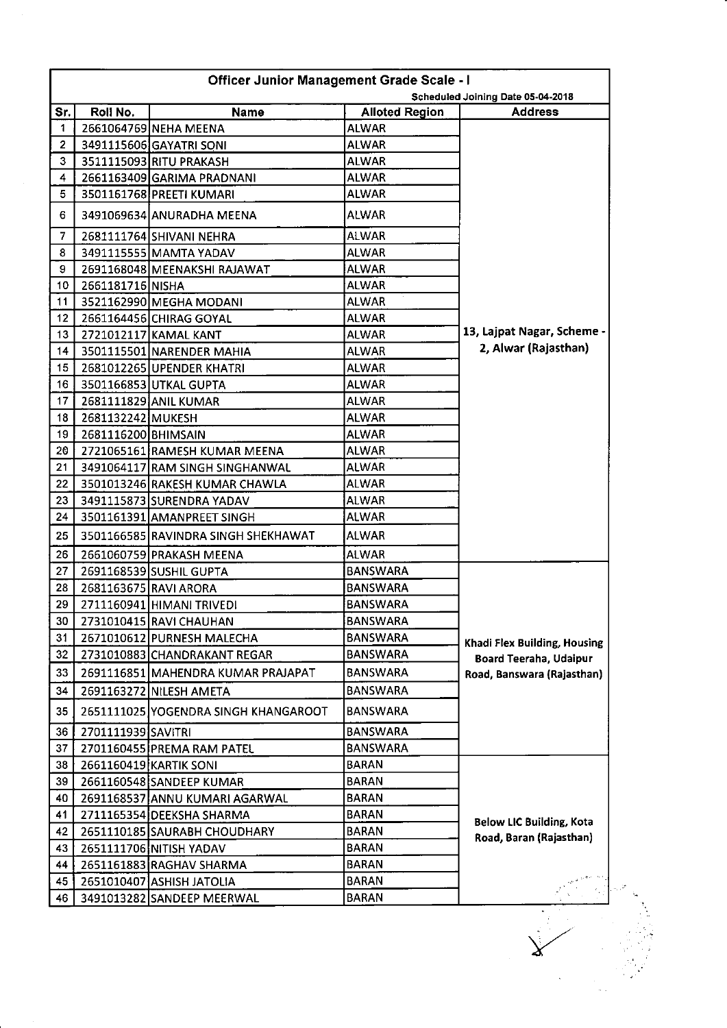| Officer Junior Management Grade Scale - I | | | | |
|---|---|---|---|---|
| | | | | Scheduled Joining Date 05-04-2018 |
| Sr. | Roll No. | Name | Alloted Region | Address |
| 1 | 2661064769 | NEHA MEENA | ALWAR | 13, Lajpat Nagar, Scheme - 2, Alwar (Rajasthan) |
| 2 | 3491115606 | GAYATRI SONI | ALWAR | |
| 3 | 3511115093 | RITU PRAKASH | ALWAR | |
| 4 | 2661163409 | GARIMA PRADNANI | ALWAR | |
| 5 | 3501161768 | PREETI KUMARI | ALWAR | |
| 6 | 3491069634 | ANURADHA MEENA | ALWAR | |
| 7 | 2681111764 | SHIVANI NEHRA | ALWAR | |
| 8 | 3491115555 | MAMTA YADAV | ALWAR | |
| 9 | 2691168048 | MEENAKSHI RAJAWAT | ALWAR | |
| 10 | 2661181716 | NISHA | ALWAR | |
| 11 | 3521162990 | MEGHA MODANI | ALWAR | |
| 12 | 2661164456 | CHIRAG GOYAL | ALWAR | |
| 13 | 2721012117 | KAMAL KANT | ALWAR | |
| 14 | 3501115501 | NARENDER MAHIA | ALWAR | |
| 15 | 2681012265 | UPENDER KHATRI | ALWAR | |
| 16 | 3501166853 | UTKAL GUPTA | ALWAR | |
| 17 | 2681111829 | ANIL KUMAR | ALWAR | |
| 18 | 2681132242 | MUKESH | ALWAR | |
| 19 | 2681116200 | BHIMSAIN | ALWAR | |
| 20 | 2721065161 | RAMESH KUMAR MEENA | ALWAR | |
| 21 | 3491064117 | RAM SINGH SINGHANWAL | ALWAR | |
| 22 | 3501013246 | RAKESH KUMAR CHAWLA | ALWAR | |
| 23 | 3491115873 | SURENDRA YADAV | ALWAR | |
| 24 | 3501161391 | AMANPREET SINGH | ALWAR | |
| 25 | 3501166585 | RAVINDRA SINGH SHEKHAWAT | ALWAR | |
| 26 | 2661060759 | PRAKASH MEENA | ALWAR | |
| 27 | 2691168539 | SUSHIL GUPTA | BANSWARA | Khadi Flex Building, Housing Board Teeraha, Udaipur Road, Banswara (Rajasthan) |
| 28 | 2681163675 | RAVI ARORA | BANSWARA | |
| 29 | 2711160941 | HIMANI TRIVEDI | BANSWARA | |
| 30 | 2731010415 | RAVI CHAUHAN | BANSWARA | |
| 31 | 2671010612 | PURNESH MALECHA | BANSWARA | |
| 32 | 2731010883 | CHANDRAKANT REGAR | BANSWARA | |
| 33 | 2691116851 | MAHENDRA KUMAR PRAJAPAT | BANSWARA | |
| 34 | 2691163272 | NILESH AMETA | BANSWARA | |
| 35 | 2651111025 | YOGENDRA SINGH KHANGAROOT | BANSWARA | |
| 36 | 2701111939 | SAVITRI | BANSWARA | |
| 37 | 2701160455 | PREMA RAM PATEL | BANSWARA | |
| 38 | 2661160419 | KARTIK SONI | BARAN | Below LIC Building, Kota Road, Baran (Rajasthan) |
| 39 | 2661160548 | SANDEEP KUMAR | BARAN | |
| 40 | 2691168537 | ANNU KUMARI AGARWAL | BARAN | |
| 41 | 2711165354 | DEEKSHA SHARMA | BARAN | |
| 42 | 2651110185 | SAURABH CHOUDHARY | BARAN | |
| 43 | 2651111706 | NITISH YADAV | BARAN | |
| 44 | 2651161883 | RAGHAV SHARMA | BARAN | |
| 45 | 2651010407 | ASHISH JATOLIA | BARAN | |
| 46 | 3491013282 | SANDEEP MEERWAL | BARAN | |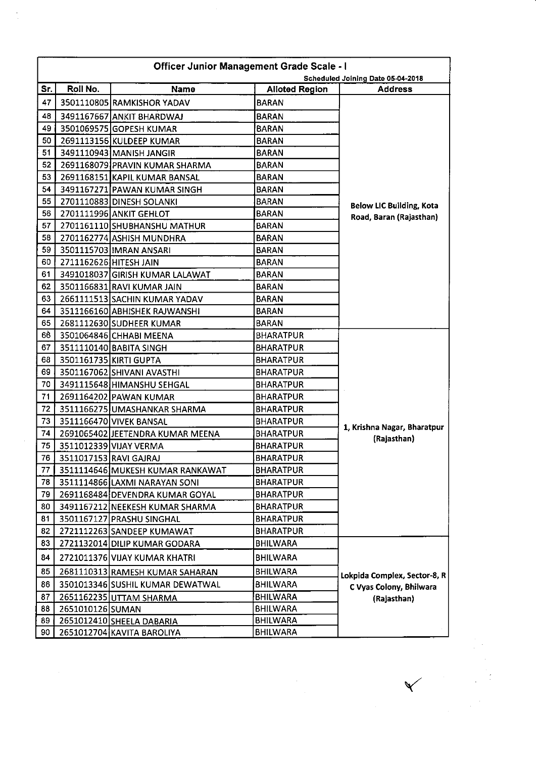## Officer Junior Management Grade Scale - I

**Scheduled Joining Date 05-04-2018**

| Sr. | Roll No. | Name | Alloted Region | Address |
|---|---|---|---|---|
| 47 | 3501110805 | RAMKISHOR YADAV | BARAN | Below LIC Building, Kota Road, Baran (Rajasthan) |
| 48 | 3491167667 | ANKIT BHARDWAJ | BARAN | |
| 49 | 3501069575 | GOPESH KUMAR | BARAN | |
| 50 | 2691113156 | KULDEEP KUMAR | BARAN | |
| 51 | 3491110943 | MANISH JANGIR | BARAN | |
| 52 | 2691168079 | PRAVIN KUMAR SHARMA | BARAN | |
| 53 | 2691168151 | KAPIL KUMAR BANSAL | BARAN | |
| 54 | 3491167271 | PAWAN KUMAR SINGH | BARAN | |
| 55 | 2701110883 | DINESH SOLANKI | BARAN | |
| 56 | 2701111996 | ANKIT GEHLOT | BARAN | |
| 57 | 2701161110 | SHUBHANSHU MATHUR | BARAN | |
| 58 | 2701162774 | ASHISH MUNDHRA | BARAN | |
| 59 | 3501115703 | IMRAN ANSARI | BARAN | |
| 60 | 2711162626 | HITESH JAIN | BARAN | |
| 61 | 3491018037 | GIRISH KUMAR LALAWAT | BARAN | |
| 62 | 3501166831 | RAVI KUMAR JAIN | BARAN | |
| 63 | 2661111513 | SACHIN KUMAR YADAV | BARAN | |
| 64 | 3511166160 | ABHISHEK RAJWANSHI | BARAN | |
| 65 | 2681112630 | SUDHEER KUMAR | BARAN | |
| 66 | 3501064846 | CHHABI MEENA | BHARATPUR | 1, Krishna Nagar, Bharatpur (Rajasthan) |
| 67 | 3511110140 | BABITA SINGH | BHARATPUR | |
| 68 | 3501161735 | KIRTI GUPTA | BHARATPUR | |
| 69 | 3501167062 | SHIVANI AVASTHI | BHARATPUR | |
| 70 | 3491115648 | HIMANSHU SEHGAL | BHARATPUR | |
| 71 | 2691164202 | PAWAN KUMAR | BHARATPUR | |
| 72 | 3511166275 | UMASHANKAR SHARMA | BHARATPUR | |
| 73 | 3511166470 | VIVEK BANSAL | BHARATPUR | |
| 74 | 2691065402 | JEETENDRA KUMAR MEENA | BHARATPUR | |
| 75 | 3511012339 | VIJAY VERMA | BHARATPUR | |
| 76 | 3511017153 | RAVI GAJRAJ | BHARATPUR | |
| 77 | 3511114646 | MUKESH KUMAR RANKAWAT | BHARATPUR | |
| 78 | 3511114866 | LAXMI NARAYAN SONI | BHARATPUR | |
| 79 | 2691168484 | DEVENDRA KUMAR GOYAL | BHARATPUR | |
| 80 | 3491167212 | NEEKESH KUMAR SHARMA | BHARATPUR | |
| 81 | 3501167127 | PRASHU SINGHAL | BHARATPUR | |
| 82 | 2721112263 | SANDEEP KUMAWAT | BHARATPUR | |
| 83 | 2721132014 | DILIP KUMAR GODARA | BHILWARA | Lokpida Complex, Sector-8, R C Vyas Colony, Bhilwara (Rajasthan) |
| 84 | 2721011376 | VIJAY KUMAR KHATRI | BHILWARA | |
| 85 | 2681110313 | RAMESH KUMAR SAHARAN | BHILWARA | |
| 86 | 3501013346 | SUSHIL KUMAR DEWATWAL | BHILWARA | |
| 87 | 2651162235 | UTTAM SHARMA | BHILWARA | |
| 88 | 2651010126 | SUMAN | BHILWARA | |
| 89 | 2651012410 | SHEELA DABARIA | BHILWARA | |
| 90 | 2651012704 | KAVITA BAROLIYA | BHILWARA | |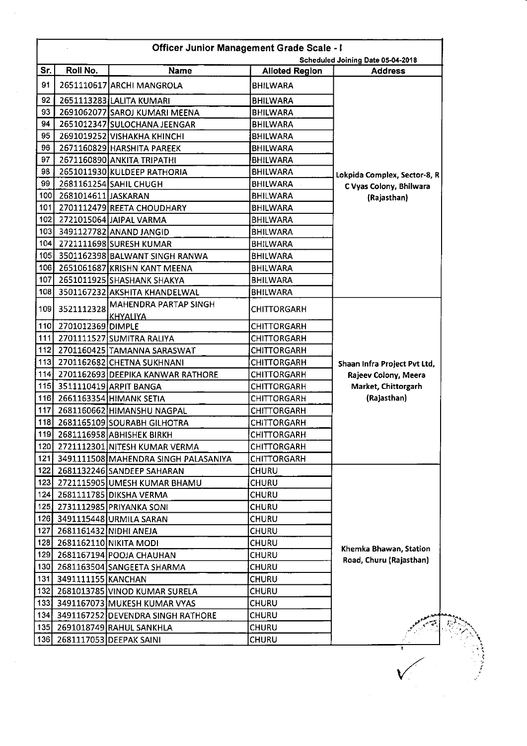## Officer Junior Management Grade Scale - I

**Scheduled Joining Date 05-04-2018**

| Sr. | Roll No. | Name | Alloted Region | Address |
|---|---|---|---|---|
| 91 | 2651110617 | ARCHI MANGROLA | BHILWARA | Lokpida Complex, Sector-8, R C Vyas Colony, Bhilwara (Rajasthan) |
| 92 | 2651113283 | LALITA KUMARI | BHILWARA | |
| 93 | 2691062077 | SAROJ KUMARI MEENA | BHILWARA | |
| 94 | 2651012347 | SULOCHANA JEENGAR | BHILWARA | |
| 95 | 2691019252 | VISHAKHA KHINCHI | BHILWARA | |
| 96 | 2671160829 | HARSHITA PAREEK | BHILWARA | |
| 97 | 2671160890 | ANKITA TRIPATHI | BHILWARA | |
| 98 | 2651011930 | KULDEEP RATHORIA | BHILWARA | |
| 99 | 2681161254 | SAHIL CHUGH | BHILWARA | |
| 100 | 2681014611 | JASKARAN | BHILWARA | |
| 101 | 2701112479 | REETA CHOUDHARY | BHILWARA | |
| 102 | 2721015064 | JAIPAL VARMA | BHILWARA | |
| 103 | 3491127782 | ANAND JANGID | BHILWARA | |
| 104 | 2721111698 | SURESH KUMAR | BHILWARA | |
| 105 | 3501162398 | BALWANT SINGH RANWA | BHILWARA | |
| 106 | 2651061687 | KRISHN KANT MEENA | BHILWARA | |
| 107 | 2651011925 | SHASHANK SHAKYA | BHILWARA | |
| 108 | 3501167232 | AKSHITA KHANDELWAL | BHILWARA | |
| 109 | 3521112328 | MAHENDRA PARTAP SINGH KHYALIYA | CHITTORGARH | Shaan Infra Project Pvt Ltd, Rajeev Colony, Meera Market, Chittorgarh (Rajasthan) |
| 110 | 2701012369 | DIMPLE | CHITTORGARH | |
| 111 | 2701111527 | SUMITRA RALIYA | CHITTORGARH | |
| 112 | 2701160425 | TAMANNA SARASWAT | CHITTORGARH | |
| 113 | 2701162682 | CHETNA SUKHNANI | CHITTORGARH | |
| 114 | 2701162693 | DEEPIKA KANWAR RATHORE | CHITTORGARH | |
| 115 | 3511110419 | ARPIT BANGA | CHITTORGARH | |
| 116 | 2661163354 | HIMANK SETIA | CHITTORGARH | |
| 117 | 2681160662 | HIMANSHU NAGPAL | CHITTORGARH | |
| 118 | 2681165109 | SOURABH GILHOTRA | CHITTORGARH | |
| 119 | 2681116958 | ABHISHEK BIRKH | CHITTORGARH | |
| 120 | 2721112301 | NITESH KUMAR VERMA | CHITTORGARH | |
| 121 | 3491111508 | MAHENDRA SINGH PALASANIYA | CHITTORGARH | |
| 122 | 2681132246 | SANDEEP SAHARAN | CHURU | Khemka Bhawan, Station Road, Churu (Rajasthan) |
| 123 | 2721115905 | UMESH KUMAR BHAMU | CHURU | |
| 124 | 2681111785 | DIKSHA VERMA | CHURU | |
| 125 | 2731112985 | PRIYANKA SONI | CHURU | |
| 126 | 3491115448 | URMILA SARAN | CHURU | |
| 127 | 2681161432 | NIDHI ANEJA | CHURU | |
| 128 | 2681162110 | NIKITA MODI | CHURU | |
| 129 | 2681167194 | POOJA CHAUHAN | CHURU | |
| 130 | 2681163504 | SANGEETA SHARMA | CHURU | |
| 131 | 3491111155 | KANCHAN | CHURU | |
| 132 | 2681013785 | VINOD KUMAR SURELA | CHURU | |
| 133 | 3491167073 | MUKESH KUMAR VYAS | CHURU | |
| 134 | 3491167252 | DEVENDRA SINGH RATHORE | CHURU | |
| 135 | 2691018749 | RAHUL SANKHLA | CHURU | |
| 136 | 2681117053 | DEEPAK SAINI | CHURU | |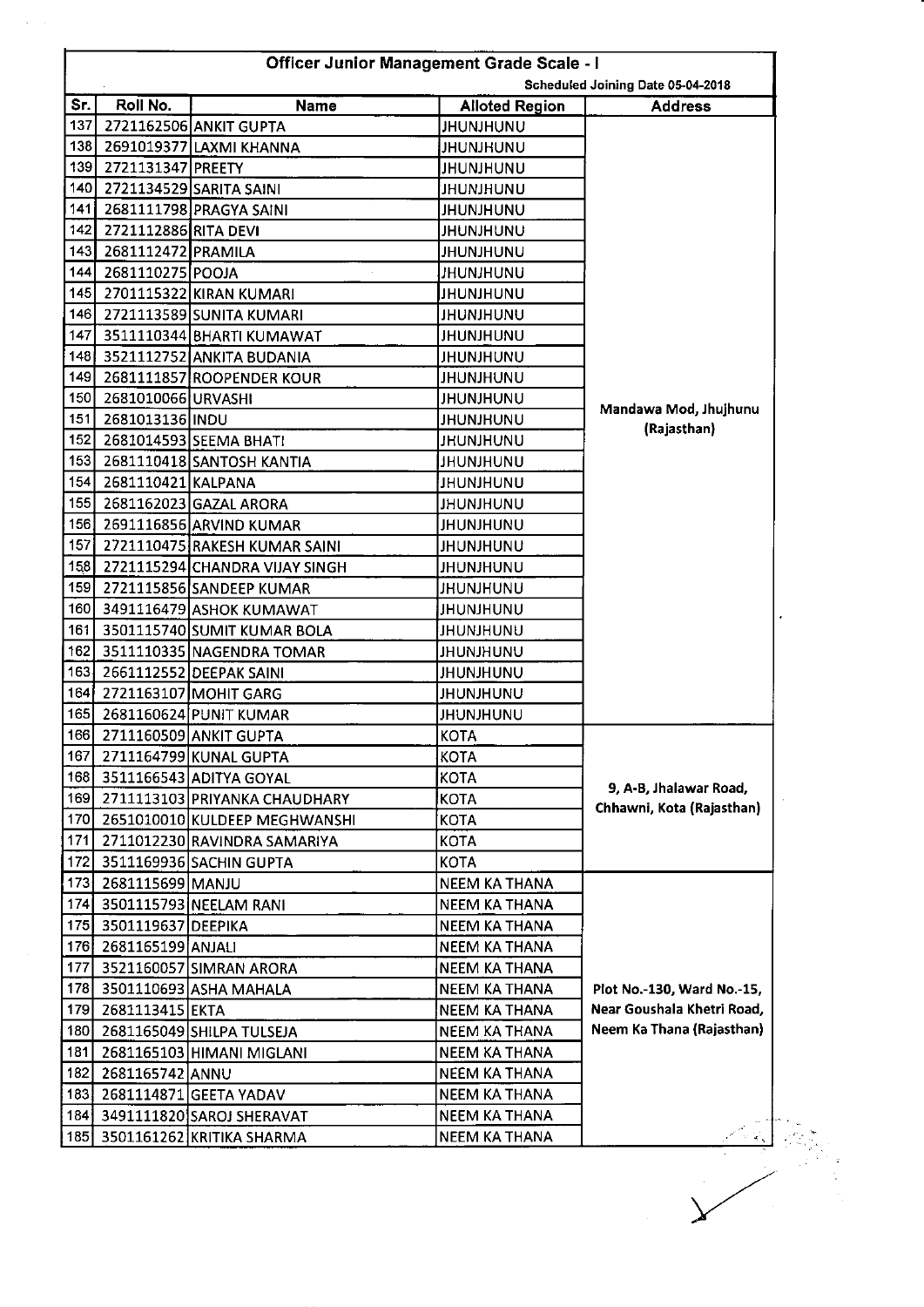## Officer Junior Management Grade Scale - I

**Scheduled Joining Date 05-04-2018**

| Sr. | Roll No. | Name | Alloted Region | Address |
|---|---|---|---|---|
| 137 | 2721162506 | ANKIT GUPTA | JHUNJHUNU | Mandawa Mod, Jhujhunu (Rajasthan) |
| 138 | 2691019377 | LAXMI KHANNA | JHUNJHUNU | |
| 139 | 2721131347 | PREETY | JHUNJHUNU | |
| 140 | 2721134529 | SARITA SAINI | JHUNJHUNU | |
| 141 | 2681111798 | PRAGYA SAINI | JHUNJHUNU | |
| 142 | 2721112886 | RITA DEVI | JHUNJHUNU | |
| 143 | 2681112472 | PRAMILA | JHUNJHUNU | |
| 144 | 2681110275 | POOJA | JHUNJHUNU | |
| 145 | 2701115322 | KIRAN KUMARI | JHUNJHUNU | |
| 146 | 2721113589 | SUNITA KUMARI | JHUNJHUNU | |
| 147 | 3511110344 | BHARTI KUMAWAT | JHUNJHUNU | |
| 148 | 3521112752 | ANKITA BUDANIA | JHUNJHUNU | |
| 149 | 2681111857 | ROOPENDER KOUR | JHUNJHUNU | |
| 150 | 2681010066 | URVASHI | JHUNJHUNU | |
| 151 | 2681013136 | INDU | JHUNJHUNU | |
| 152 | 2681014593 | SEEMA BHATI | JHUNJHUNU | |
| 153 | 2681110418 | SANTOSH KANTIA | JHUNJHUNU | |
| 154 | 2681110421 | KALPANA | JHUNJHUNU | |
| 155 | 2681162023 | GAZAL ARORA | JHUNJHUNU | |
| 156 | 2691116856 | ARVIND KUMAR | JHUNJHUNU | |
| 157 | 2721110475 | RAKESH KUMAR SAINI | JHUNJHUNU | |
| 158 | 2721115294 | CHANDRA VIJAY SINGH | JHUNJHUNU | |
| 159 | 2721115856 | SANDEEP KUMAR | JHUNJHUNU | |
| 160 | 3491116479 | ASHOK KUMAWAT | JHUNJHUNU | |
| 161 | 3501115740 | SUMIT KUMAR BOLA | JHUNJHUNU | |
| 162 | 3511110335 | NAGENDRA TOMAR | JHUNJHUNU | |
| 163 | 2661112552 | DEEPAK SAINI | JHUNJHUNU | |
| 164 | 2721163107 | MOHIT GARG | JHUNJHUNU | |
| 165 | 2681160624 | PUNIT KUMAR | JHUNJHUNU | |
| 166 | 2711160509 | ANKIT GUPTA | KOTA | 9, A-B, Jhalawar Road, Chhawni, Kota (Rajasthan) |
| 167 | 2711164799 | KUNAL GUPTA | KOTA | |
| 168 | 3511166543 | ADITYA GOYAL | KOTA | |
| 169 | 2711113103 | PRIYANKA CHAUDHARY | KOTA | |
| 170 | 2651010010 | KULDEEP MEGHWANSHI | KOTA | |
| 171 | 2711012230 | RAVINDRA SAMARIYA | KOTA | |
| 172 | 3511169936 | SACHIN GUPTA | KOTA | |
| 173 | 2681115699 | MANJU | NEEM KA THANA | Plot No.-130, Ward No.-15, Near Goushala Khetri Road, Neem Ka Thana (Rajasthan) |
| 174 | 3501115793 | NEELAM RANI | NEEM KA THANA | |
| 175 | 3501119637 | DEEPIKA | NEEM KA THANA | |
| 176 | 2681165199 | ANJALI | NEEM KA THANA | |
| 177 | 3521160057 | SIMRAN ARORA | NEEM KA THANA | |
| 178 | 3501110693 | ASHA MAHALA | NEEM KA THANA | |
| 179 | 2681113415 | EKTA | NEEM KA THANA | |
| 180 | 2681165049 | SHILPA TULSEJA | NEEM KA THANA | |
| 181 | 2681165103 | HIMANI MIGLANI | NEEM KA THANA | |
| 182 | 2681165742 | ANNU | NEEM KA THANA | |
| 183 | 2681114871 | GEETA YADAV | NEEM KA THANA | |
| 184 | 3491111820 | SAROJ SHERAVAT | NEEM KA THANA | |
| 185 | 3501161262 | KRITIKA SHARMA | NEEM KA THANA | |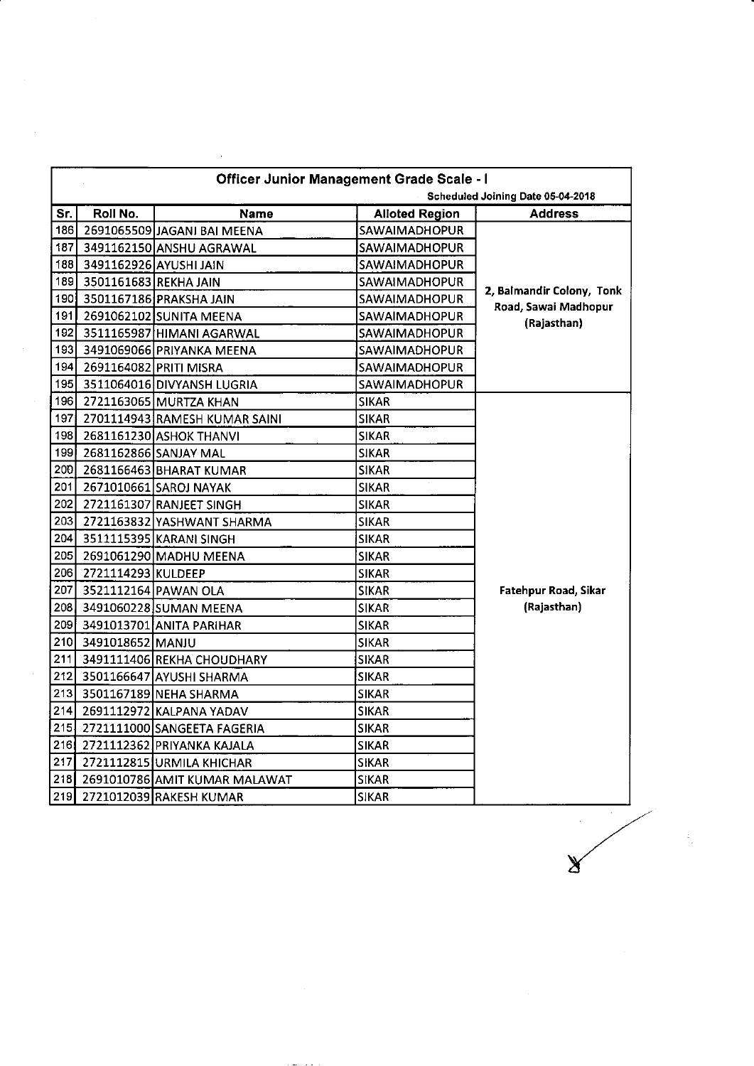## Officer Junior Management Grade Scale - I

Scheduled Joining Date 05-04-2018

| Sr. | Roll No. | Name | Alloted Region | Address |
|---|---|---|---|---|
| 186 | 2691065509 | JAGANI BAI MEENA | SAWAIMADHOPUR | 2, Balmandir Colony, Tonk Road, Sawai Madhopur (Rajasthan) |
| 187 | 3491162150 | ANSHU AGRAWAL | SAWAIMADHOPUR | |
| 188 | 3491162926 | AYUSHI JAIN | SAWAIMADHOPUR | |
| 189 | 3501161683 | REKHA JAIN | SAWAIMADHOPUR | |
| 190 | 3501167186 | PRAKSHA JAIN | SAWAIMADHOPUR | |
| 191 | 2691062102 | SUNITA MEENA | SAWAIMADHOPUR | |
| 192 | 3511165987 | HIMANI AGARWAL | SAWAIMADHOPUR | |
| 193 | 3491069066 | PRIYANKA MEENA | SAWAIMADHOPUR | |
| 194 | 2691164082 | PRITI MISRA | SAWAIMADHOPUR | |
| 195 | 3511064016 | DIVYANSH LUGRIA | SAWAIMADHOPUR | |
| 196 | 2721163065 | MURTZA KHAN | SIKAR | Fatehpur Road, Sikar (Rajasthan) |
| 197 | 2701114943 | RAMESH KUMAR SAINI | SIKAR | |
| 198 | 2681161230 | ASHOK THANVI | SIKAR | |
| 199 | 2681162866 | SANJAY MAL | SIKAR | |
| 200 | 2681166463 | BHARAT KUMAR | SIKAR | |
| 201 | 2671010661 | SAROJ NAYAK | SIKAR | |
| 202 | 2721161307 | RANJEET SINGH | SIKAR | |
| 203 | 2721163832 | YASHWANT SHARMA | SIKAR | |
| 204 | 3511115395 | KARANI SINGH | SIKAR | |
| 205 | 2691061290 | MADHU MEENA | SIKAR | |
| 206 | 2721114293 | KULDEEP | SIKAR | |
| 207 | 3521112164 | PAWAN OLA | SIKAR | |
| 208 | 3491060228 | SUMAN MEENA | SIKAR | |
| 209 | 3491013701 | ANITA PARIHAR | SIKAR | |
| 210 | 3491018652 | MANJU | SIKAR | |
| 211 | 3491111406 | REKHA CHOUDHARY | SIKAR | |
| 212 | 3501166647 | AYUSHI SHARMA | SIKAR | |
| 213 | 3501167189 | NEHA SHARMA | SIKAR | |
| 214 | 2691112972 | KALPANA YADAV | SIKAR | |
| 215 | 2721111000 | SANGEETA FAGERIA | SIKAR | |
| 216 | 2721112362 | PRIYANKA KAJALA | SIKAR | |
| 217 | 2721112815 | URMILA KHICHAR | SIKAR | |
| 218 | 2691010786 | AMIT KUMAR MALAWAT | SIKAR | |
| 219 | 2721012039 | RAKESH KUMAR | SIKAR | |